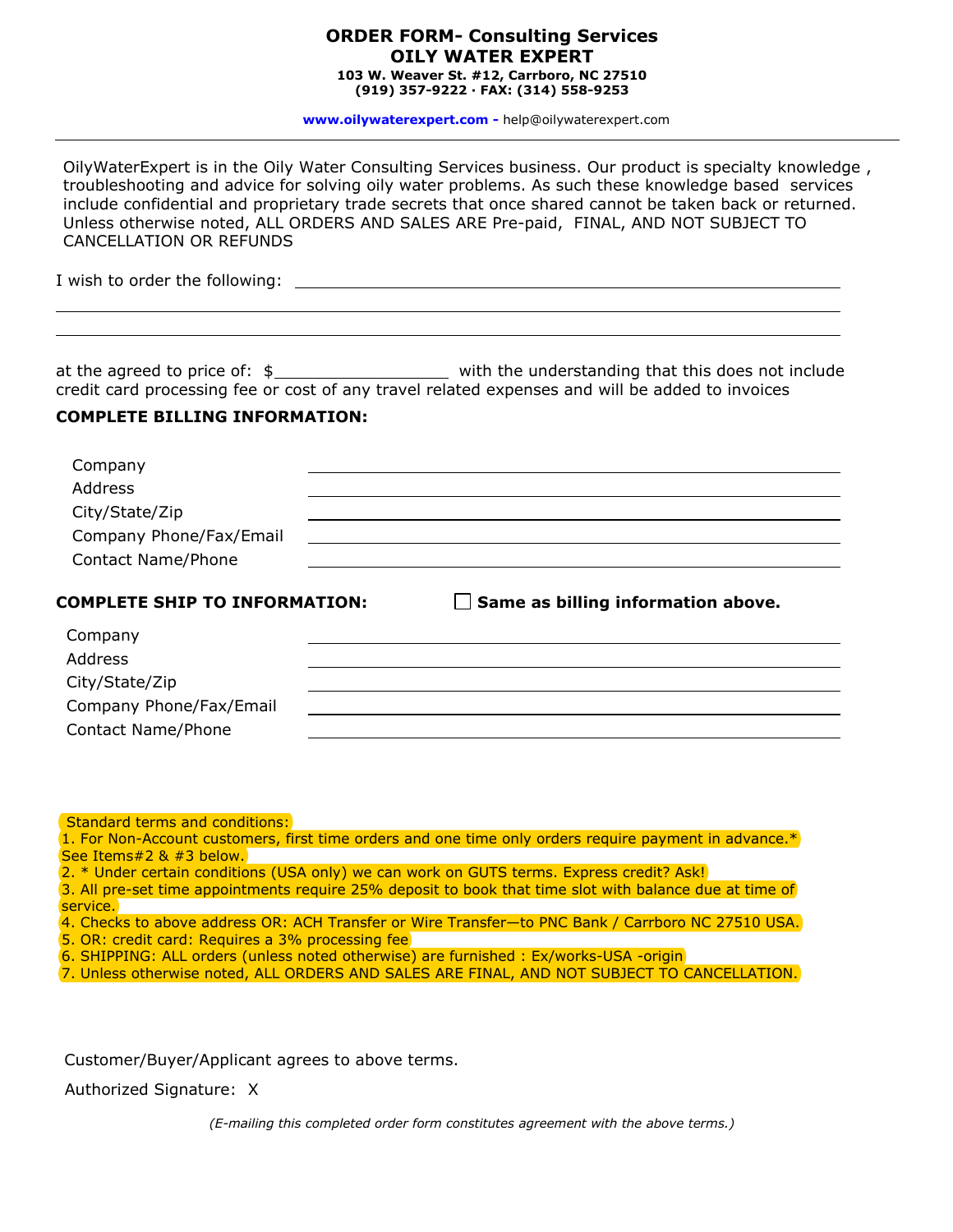# ORDER FORM- Consulting Services
## OILY WATER EXPERT

**103 W. Weaver St. #12, Carrboro, NC 27510**
**(919) 357-9222 · FAX: (314) 558-9253**

**www.oilywaterexpert.com -** help@oilywaterexpert.com

---

OilyWaterExpert is in the Oily Water Consulting Services business. Our product is specialty knowledge , troubleshooting and advice for solving oily water problems. As such these knowledge based services include confidential and proprietary trade secrets that once shared cannot be taken back or returned. Unless otherwise noted, ALL ORDERS AND SALES ARE Pre-paid, FINAL, AND NOT SUBJECT TO CANCELLATION OR REFUNDS

I wish to order the following: ______________________________________________

________________________________________________________________

________________________________________________________________

at the agreed to price of: $__________________ with the understanding that this does not include credit card processing fee or cost of any travel related expenses and will be added to invoices

**COMPLETE BILLING INFORMATION:**

Company ______________________________________________

Address ______________________________________________

City/State/Zip ______________________________________________

Company Phone/Fax/Email ______________________________________________

Contact Name/Phone ______________________________________________

**COMPLETE SHIP TO INFORMATION:** ☐ **Same as billing information above.**

Company ______________________________________________

Address ______________________________________________

City/State/Zip ______________________________________________

Company Phone/Fax/Email ______________________________________________

Contact Name/Phone ______________________________________________

Standard terms and conditions:

1. For Non-Account customers, first time orders and one time only orders require payment in advance.* See Items#2 & #3 below.
2. * Under certain conditions (USA only) we can work on GUTS terms. Express credit? Ask!
3. All pre-set time appointments require 25% deposit to book that time slot with balance due at time of service.
4. Checks to above address OR: ACH Transfer or Wire Transfer—to PNC Bank / Carrboro NC 27510 USA.
5. OR: credit card: Requires a 3% processing fee
6. SHIPPING: ALL orders (unless noted otherwise) are furnished : Ex/works-USA -origin
7. Unless otherwise noted, ALL ORDERS AND SALES ARE FINAL, AND NOT SUBJECT TO CANCELLATION.

Customer/Buyer/Applicant agrees to above terms.

Authorized Signature: X

*(E-mailing this completed order form constitutes agreement with the above terms.)*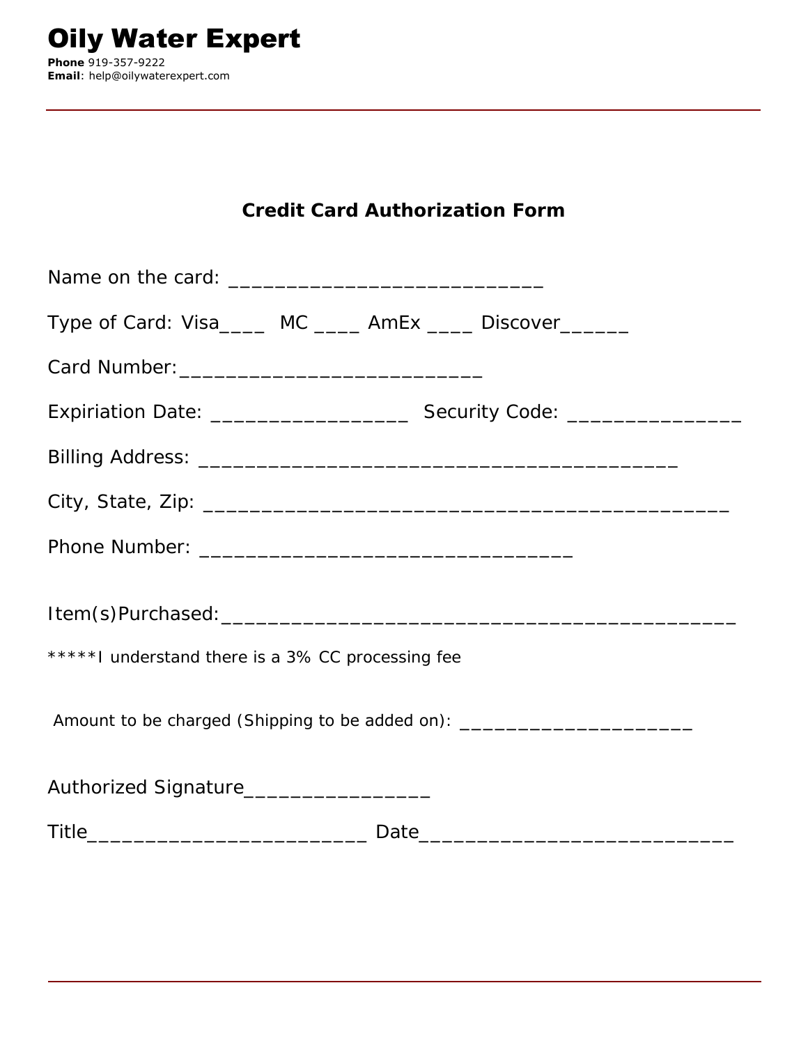# Oily Water Expert

**Phone** 919-357-9222
**Email**: help@oilywaterexpert.com

## Credit Card Authorization Form

Name on the card: ___________________________

Type of Card: Visa____ MC ____ AmEx ____ Discover______

Card Number:__________________________

Expiriation Date: _________________ Security Code: _______________

Billing Address: _________________________________________

City, State, Zip: ____________________________________________

Phone Number: ________________________________

Item(s)Purchased:____________________________________________

*****I understand there is a 3% CC processing fee

Amount to be charged (Shipping to be added on): ____________________

Authorized Signature________________

Title________________________ Date___________________________